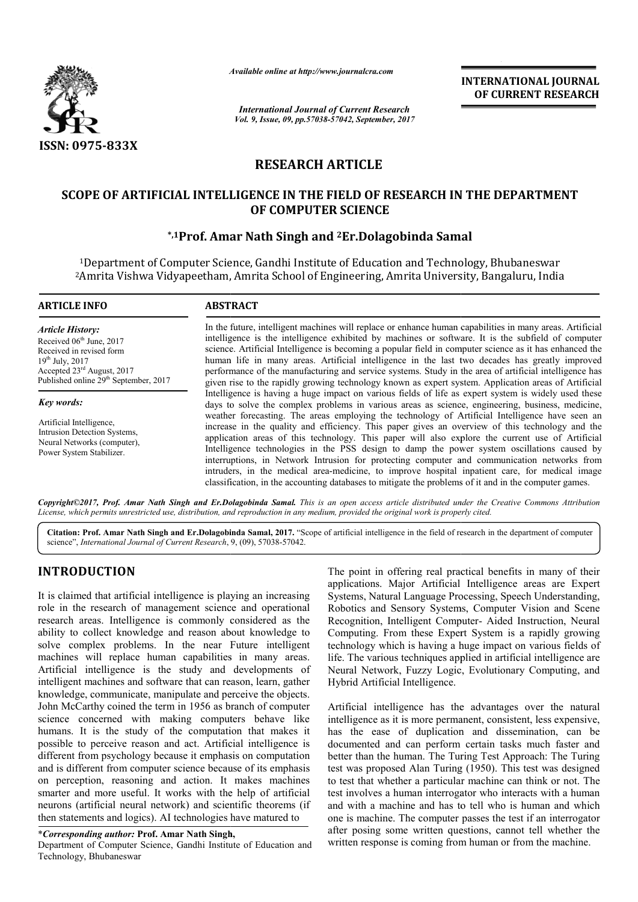ISSN: 0975-833X

*Available online at http://www.journalcra.com*

*International Journal of Current Research*
*Vol. 9, Issue, 09, pp.57038-57042, September, 2017*

**INTERNATIONAL JOURNAL OF CURRENT RESEARCH**

## RESEARCH ARTICLE

# SCOPE OF ARTIFICIAL INTELLIGENCE IN THE FIELD OF RESEARCH IN THE DEPARTMENT OF COMPUTER SCIENCE

**\*,[1]Prof. Amar Nath Singh and [2]Er.Dolagobinda Samal**

[1]Department of Computer Science, Gandhi Institute of Education and Technology, Bhubaneswar
[2]Amrita Vishwa Vidyapeetham, Amrita School of Engineering, Amrita University, Bangaluru, India

### ARTICLE INFO

*Article History:*
Received 06th June, 2017
Received in revised form
19th July, 2017
Accepted 23rd August, 2017
Published online 29th September, 2017

*Key words:*

Artificial Intelligence,
Intrusion Detection Systems,
Neural Networks (computer),
Power System Stabilizer.

### ABSTRACT

In the future, intelligent machines will replace or enhance human capabilities in many areas. Artificial intelligence is the intelligence exhibited by machines or software. It is the subfield of computer science. Artificial Intelligence is becoming a popular field in computer science as it has enhanced the human life in many areas. Artificial intelligence in the last two decades has greatly improved performance of the manufacturing and service systems. Study in the area of artificial intelligence has given rise to the rapidly growing technology known as expert system. Application areas of Artificial Intelligence is having a huge impact on various fields of life as expert system is widely used these days to solve the complex problems in various areas as science, engineering, business, medicine, weather forecasting. The areas employing the technology of Artificial Intelligence have seen an increase in the quality and efficiency. This paper gives an overview of this technology and the application areas of this technology. This paper will also explore the current use of Artificial Intelligence technologies in the PSS design to damp the power system oscillations caused by interruptions, in Network Intrusion for protecting computer and communication networks from intruders, in the medical area-medicine, to improve hospital inpatient care, for medical image classification, in the accounting databases to mitigate the problems of it and in the computer games.

***Copyright©2017, Prof. Amar Nath Singh and Er.Dolagobinda Samal.*** *This is an open access article distributed under the Creative Commons Attribution License, which permits unrestricted use, distribution, and reproduction in any medium, provided the original work is properly cited.*

**Citation: Prof. Amar Nath Singh and Er.Dolagobinda Samal, 2017.** "Scope of artificial intelligence in the field of research in the department of computer science", *International Journal of Current Research*, 9, (09), 57038-57042.

## INTRODUCTION

It is claimed that artificial intelligence is playing an increasing role in the research of management science and operational research areas. Intelligence is commonly considered as the ability to collect knowledge and reason about knowledge to solve complex problems. In the near Future intelligent machines will replace human capabilities in many areas. Artificial intelligence is the study and developments of intelligent machines and software that can reason, learn, gather knowledge, communicate, manipulate and perceive the objects. John McCarthy coined the term in 1956 as branch of computer science concerned with making computers behave like humans. It is the study of the computation that makes it possible to perceive reason and act. Artificial intelligence is different from psychology because it emphasis on computation and is different from computer science because of its emphasis on perception, reasoning and action. It makes machines smarter and more useful. It works with the help of artificial neurons (artificial neural network) and scientific theorems (if then statements and logics). AI technologies have matured to the point in offering real practical benefits in many of their applications. Major Artificial Intelligence areas are Expert Systems, Natural Language Processing, Speech Understanding, Robotics and Sensory Systems, Computer Vision and Scene Recognition, Intelligent Computer- Aided Instruction, Neural Computing. From these Expert System is a rapidly growing technology which is having a huge impact on various fields of life. The various techniques applied in artificial intelligence are Neural Network, Fuzzy Logic, Evolutionary Computing, and Hybrid Artificial Intelligence.

Artificial intelligence has the advantages over the natural intelligence as it is more permanent, consistent, less expensive, has the ease of duplication and dissemination, can be documented and can perform certain tasks much faster and better than the human. The Turing Test Approach: The Turing test was proposed Alan Turing (1950). This test was designed to test that whether a particular machine can think or not. The test involves a human interrogator who interacts with a human and with a machine and has to tell who is human and which one is machine. The computer passes the test if an interrogator after posing some written questions, cannot tell whether the written response is coming from human or from the machine.

\**Corresponding author:* **Prof. Amar Nath Singh,**
Department of Computer Science, Gandhi Institute of Education and Technology, Bhubaneswar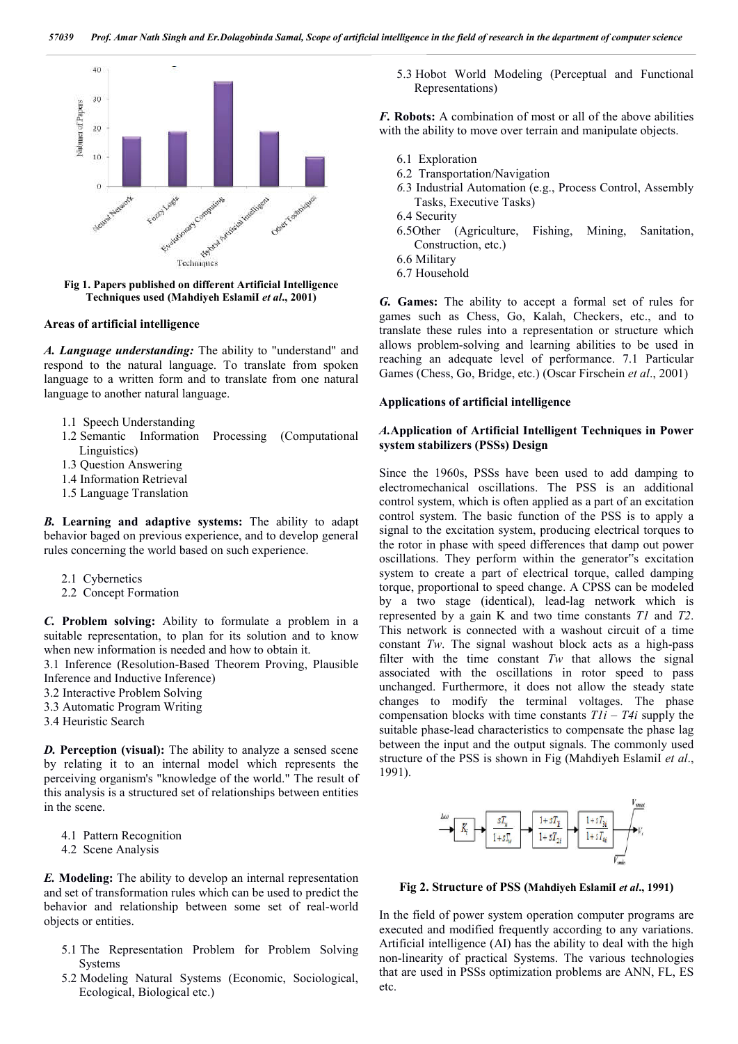40

30

20

10

0

Nolumner of Papers

Neural Network

Fuzzy Logic

Evolutionary Computing

Hybrid Artificial Intelligent

Other Techniques

Techniques

**Fig 1. Papers published on different Artificial Intelligence Techniques used (Mahdiyeh EslamiI *et al*., 2001)**

## Areas of artificial intelligence

***A. Language understanding:*** The ability to "understand" and respond to the natural language. To translate from spoken language to a written form and to translate from one natural language to another natural language.

1.1 Speech Understanding
1.2 Semantic Information Processing (Computational Linguistics)
1.3 Question Answering
1.4 Information Retrieval
1.5 Language Translation

***B.*** **Learning and adaptive systems:** The ability to adapt behavior baged on previous experience, and to develop general rules concerning the world based on such experience.

2.1 Cybernetics
2.2 Concept Formation

***C.*** **Problem solving:** Ability to formulate a problem in a suitable representation, to plan for its solution and to know when new information is needed and how to obtain it.

3.1 Inference (Resolution-Based Theorem Proving, Plausible Inference and Inductive Inference)
3.2 Interactive Problem Solving
3.3 Automatic Program Writing
3.4 Heuristic Search

***D.*** **Perception (visual):** The ability to analyze a sensed scene by relating it to an internal model which represents the perceiving organism's "knowledge of the world." The result of this analysis is a structured set of relationships between entities in the scene.

4.1 Pattern Recognition
4.2 Scene Analysis

***E.*** **Modeling:** The ability to develop an internal representation and set of transformation rules which can be used to predict the behavior and relationship between some set of real-world objects or entities.

5.1 The Representation Problem for Problem Solving Systems
5.2 Modeling Natural Systems (Economic, Sociological, Ecological, Biological etc.)
5.3 Hobot World Modeling (Perceptual and Functional Representations)

***F.*** **Robots:** A combination of most or all of the above abilities with the ability to move over terrain and manipulate objects.

6.1 Exploration
6.2 Transportation/Navigation
*6.*3 Industrial Automation (e.g., Process Control, Assembly Tasks, Executive Tasks)
6.4 Security
6.5Other (Agriculture, Fishing, Mining, Sanitation, Construction, etc.)
6.6 Military
6.7 Household

***G.*** **Games:** The ability to accept a formal set of rules for games such as Chess, Go, Kalah, Checkers, etc., and to translate these rules into a representation or structure which allows problem-solving and learning abilities to be used in reaching an adequate level of performance. 7.1 Particular Games (Chess, Go, Bridge, etc.) (Oscar Firschein *et al*., 2001)

## Applications of artificial intelligence

### *A.*Application of Artificial Intelligent Techniques in Power system stabilizers (PSSs) Design

Since the 1960s, PSSs have been used to add damping to electromechanical oscillations. The PSS is an additional control system, which is often applied as a part of an excitation control system. The basic function of the PSS is to apply a signal to the excitation system, producing electrical torques to the rotor in phase with speed differences that damp out power oscillations. They perform within the generator‟s excitation system to create a part of electrical torque, called damping torque, proportional to speed change. A CPSS can be modeled by a two stage (identical), lead-lag network which is represented by a gain K and two time constants $T1$ and $T2$. This network is connected with a washout circuit of a time constant $Tw$. The signal washout block acts as a high-pass filter with the time constant $Tw$ that allows the signal associated with the oscillations in rotor speed to pass unchanged. Furthermore, it does not allow the steady state changes to modify the terminal voltages. The phase compensation blocks with time constants $T1i$ – $T4i$ supply the suitable phase-lead characteristics to compensate the phase lag between the input and the output signals. The commonly used structure of the PSS is shown in Fig (Mahdiyeh EslamiI *et al*., 1991).

$\Delta\omega$ $K_i$ $\frac{sT_w}{1+sT_w}$ $\frac{1+sT_{1i}}{1+sT_{2i}}$ $\frac{1+sT_{3i}}{1+sT_{4i}}$ $V_{smax}$ $V_i$ $V_{smin}$

**Fig 2. Structure of PSS (Mahdiyeh EslamiI *et al*., 1991)**

In the field of power system operation computer programs are executed and modified frequently according to any variations. Artificial intelligence (AI) has the ability to deal with the high non-linearity of practical Systems. The various technologies that are used in PSSs optimization problems are ANN, FL, ES etc.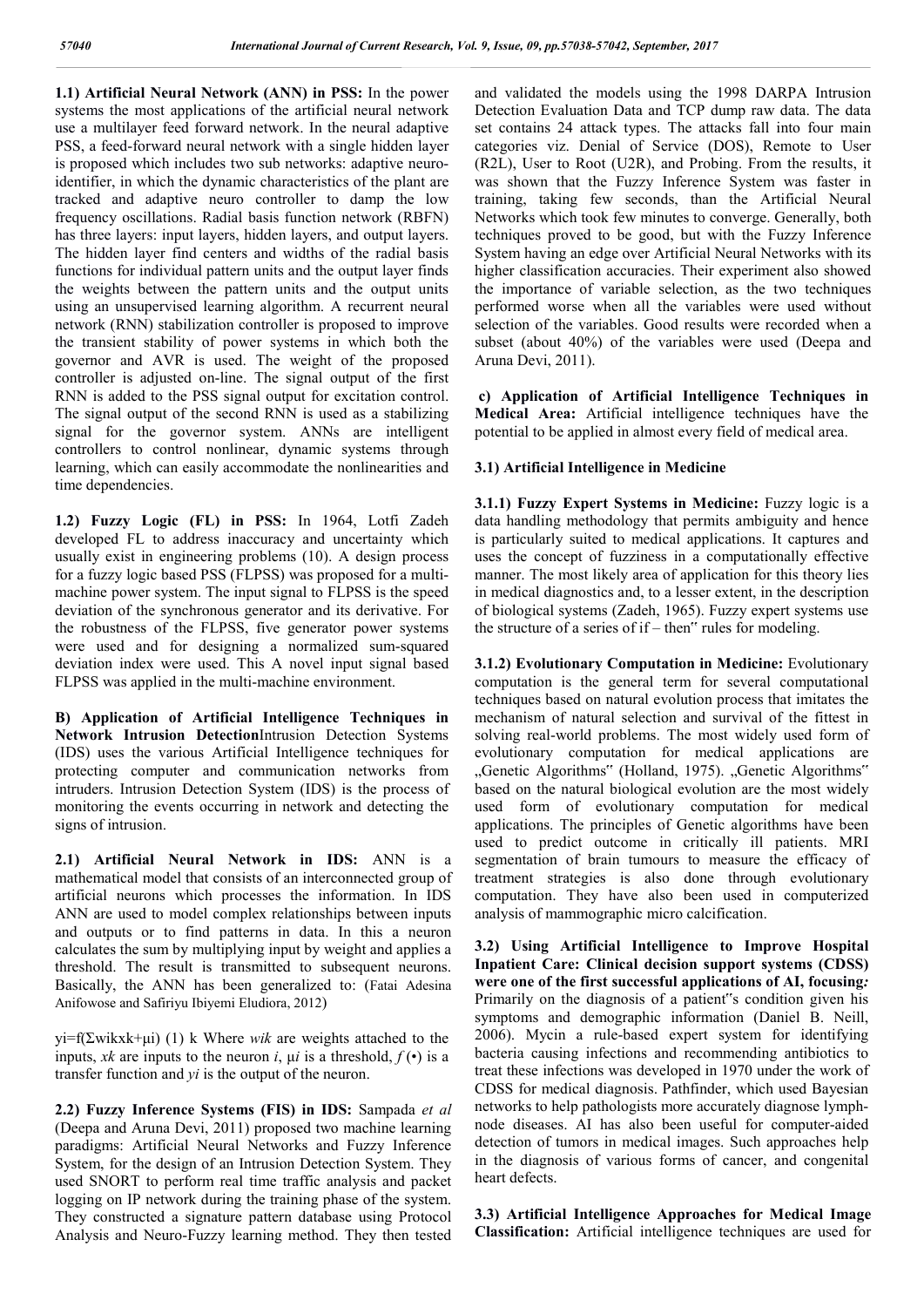**1.1) Artificial Neural Network (ANN) in PSS:** In the power systems the most applications of the artificial neural network use a multilayer feed forward network. In the neural adaptive PSS, a feed-forward neural network with a single hidden layer is proposed which includes two sub networks: adaptive neuro-identifier, in which the dynamic characteristics of the plant are tracked and adaptive neuro controller to damp the low frequency oscillations. Radial basis function network (RBFN) has three layers: input layers, hidden layers, and output layers. The hidden layer find centers and widths of the radial basis functions for individual pattern units and the output layer finds the weights between the pattern units and the output units using an unsupervised learning algorithm. A recurrent neural network (RNN) stabilization controller is proposed to improve the transient stability of power systems in which both the governor and AVR is used. The weight of the proposed controller is adjusted on-line. The signal output of the first RNN is added to the PSS signal output for excitation control. The signal output of the second RNN is used as a stabilizing signal for the governor system. ANNs are intelligent controllers to control nonlinear, dynamic systems through learning, which can easily accommodate the nonlinearities and time dependencies.

**1.2) Fuzzy Logic (FL) in PSS:** In 1964, Lotfi Zadeh developed FL to address inaccuracy and uncertainty which usually exist in engineering problems (10). A design process for a fuzzy logic based PSS (FLPSS) was proposed for a multi-machine power system. The input signal to FLPSS is the speed deviation of the synchronous generator and its derivative. For the robustness of the FLPSS, five generator power systems were used and for designing a normalized sum-squared deviation index were used. This A novel input signal based FLPSS was applied in the multi-machine environment.

**B) Application of Artificial Intelligence Techniques in Network Intrusion Detection**Intrusion Detection Systems (IDS) uses the various Artificial Intelligence techniques for protecting computer and communication networks from intruders. Intrusion Detection System (IDS) is the process of monitoring the events occurring in network and detecting the signs of intrusion.

**2.1) Artificial Neural Network in IDS:** ANN is a mathematical model that consists of an interconnected group of artificial neurons which processes the information. In IDS ANN are used to model complex relationships between inputs and outputs or to find patterns in data. In this a neuron calculates the sum by multiplying input by weight and applies a threshold. The result is transmitted to subsequent neurons. Basically, the ANN has been generalized to: (Fatai Adesina Anifowose and Safiriyu Ibiyemi Eludiora, 2012)

$y_i=f(\Sigma w_{ik} x_k+\mu_i)$ (1) k Where $w_{ik}$ are weights attached to the inputs, $x_k$ are inputs to the neuron $i$, $\mu_i$ is a threshold, $f(\bullet)$ is a transfer function and $y_i$ is the output of the neuron.

**2.2) Fuzzy Inference Systems (FIS) in IDS:** Sampada *et al* (Deepa and Aruna Devi, 2011) proposed two machine learning paradigms: Artificial Neural Networks and Fuzzy Inference System, for the design of an Intrusion Detection System. They used SNORT to perform real time traffic analysis and packet logging on IP network during the training phase of the system. They constructed a signature pattern database using Protocol Analysis and Neuro-Fuzzy learning method. They then tested and validated the models using the 1998 DARPA Intrusion Detection Evaluation Data and TCP dump raw data. The data set contains 24 attack types. The attacks fall into four main categories viz. Denial of Service (DOS), Remote to User (R2L), User to Root (U2R), and Probing. From the results, it was shown that the Fuzzy Inference System was faster in training, taking few seconds, than the Artificial Neural Networks which took few minutes to converge. Generally, both techniques proved to be good, but with the Fuzzy Inference System having an edge over Artificial Neural Networks with its higher classification accuracies. Their experiment also showed the importance of variable selection, as the two techniques performed worse when all the variables were used without selection of the variables. Good results were recorded when a subset (about 40%) of the variables were used (Deepa and Aruna Devi, 2011).

**c) Application of Artificial Intelligence Techniques in Medical Area:** Artificial intelligence techniques have the potential to be applied in almost every field of medical area.

**3.1) Artificial Intelligence in Medicine**

**3.1.1) Fuzzy Expert Systems in Medicine:** Fuzzy logic is a data handling methodology that permits ambiguity and hence is particularly suited to medical applications. It captures and uses the concept of fuzziness in a computationally effective manner. The most likely area of application for this theory lies in medical diagnostics and, to a lesser extent, in the description of biological systems (Zadeh, 1965). Fuzzy expert systems use the structure of a series of if – then" rules for modeling.

**3.1.2) Evolutionary Computation in Medicine:** Evolutionary computation is the general term for several computational techniques based on natural evolution process that imitates the mechanism of natural selection and survival of the fittest in solving real-world problems. The most widely used form of evolutionary computation for medical applications are „Genetic Algorithms" (Holland, 1975). „Genetic Algorithms" based on the natural biological evolution are the most widely used form of evolutionary computation for medical applications. The principles of Genetic algorithms have been used to predict outcome in critically ill patients. MRI segmentation of brain tumours to measure the efficacy of treatment strategies is also done through evolutionary computation. They have also been used in computerized analysis of mammographic micro calcification.

**3.2) Using Artificial Intelligence to Improve Hospital Inpatient Care: Clinical decision support systems (CDSS) were one of the first successful applications of AI, focusing*:*** Primarily on the diagnosis of a patient"s condition given his symptoms and demographic information (Daniel B. Neill, 2006). Mycin a rule-based expert system for identifying bacteria causing infections and recommending antibiotics to treat these infections was developed in 1970 under the work of CDSS for medical diagnosis. Pathfinder, which used Bayesian networks to help pathologists more accurately diagnose lymph-node diseases. AI has also been useful for computer-aided detection of tumors in medical images. Such approaches help in the diagnosis of various forms of cancer, and congenital heart defects.

**3.3) Artificial Intelligence Approaches for Medical Image Classification:** Artificial intelligence techniques are used for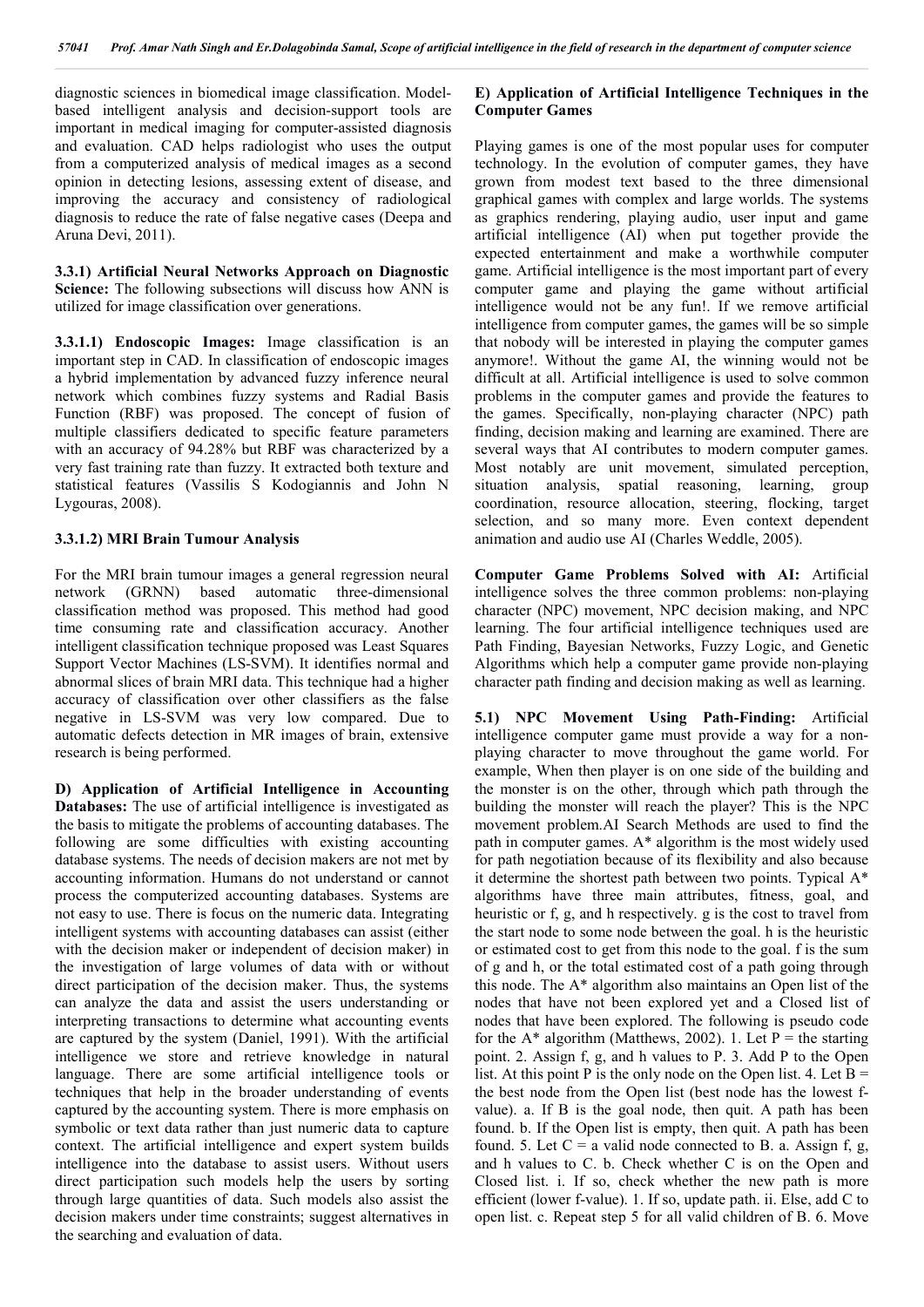diagnostic sciences in biomedical image classification. Model-based intelligent analysis and decision-support tools are important in medical imaging for computer-assisted diagnosis and evaluation. CAD helps radiologist who uses the output from a computerized analysis of medical images as a second opinion in detecting lesions, assessing extent of disease, and improving the accuracy and consistency of radiological diagnosis to reduce the rate of false negative cases (Deepa and Aruna Devi, 2011).

**3.3.1) Artificial Neural Networks Approach on Diagnostic Science:** The following subsections will discuss how ANN is utilized for image classification over generations.

**3.3.1.1) Endoscopic Images:** Image classification is an important step in CAD. In classification of endoscopic images a hybrid implementation by advanced fuzzy inference neural network which combines fuzzy systems and Radial Basis Function (RBF) was proposed. The concept of fusion of multiple classifiers dedicated to specific feature parameters with an accuracy of 94.28% but RBF was characterized by a very fast training rate than fuzzy. It extracted both texture and statistical features (Vassilis S Kodogiannis and John N Lygouras, 2008).

**3.3.1.2) MRI Brain Tumour Analysis**

For the MRI brain tumour images a general regression neural network (GRNN) based automatic three-dimensional classification method was proposed. This method had good time consuming rate and classification accuracy. Another intelligent classification technique proposed was Least Squares Support Vector Machines (LS-SVM). It identifies normal and abnormal slices of brain MRI data. This technique had a higher accuracy of classification over other classifiers as the false negative in LS-SVM was very low compared. Due to automatic defects detection in MR images of brain, extensive research is being performed.

**D) Application of Artificial Intelligence in Accounting Databases:** The use of artificial intelligence is investigated as the basis to mitigate the problems of accounting databases. The following are some difficulties with existing accounting database systems. The needs of decision makers are not met by accounting information. Humans do not understand or cannot process the computerized accounting databases. Systems are not easy to use. There is focus on the numeric data. Integrating intelligent systems with accounting databases can assist (either with the decision maker or independent of decision maker) in the investigation of large volumes of data with or without direct participation of the decision maker. Thus, the systems can analyze the data and assist the users understanding or interpreting transactions to determine what accounting events are captured by the system (Daniel, 1991). With the artificial intelligence we store and retrieve knowledge in natural language. There are some artificial intelligence tools or techniques that help in the broader understanding of events captured by the accounting system. There is more emphasis on symbolic or text data rather than just numeric data to capture context. The artificial intelligence and expert system builds intelligence into the database to assist users. Without users direct participation such models help the users by sorting through large quantities of data. Such models also assist the decision makers under time constraints; suggest alternatives in the searching and evaluation of data.

**E) Application of Artificial Intelligence Techniques in the Computer Games**

Playing games is one of the most popular uses for computer technology. In the evolution of computer games, they have grown from modest text based to the three dimensional graphical games with complex and large worlds. The systems as graphics rendering, playing audio, user input and game artificial intelligence (AI) when put together provide the expected entertainment and make a worthwhile computer game. Artificial intelligence is the most important part of every computer game and playing the game without artificial intelligence would not be any fun!. If we remove artificial intelligence from computer games, the games will be so simple that nobody will be interested in playing the computer games anymore!. Without the game AI, the winning would not be difficult at all. Artificial intelligence is used to solve common problems in the computer games and provide the features to the games. Specifically, non-playing character (NPC) path finding, decision making and learning are examined. There are several ways that AI contributes to modern computer games. Most notably are unit movement, simulated perception, situation analysis, spatial reasoning, learning, group coordination, resource allocation, steering, flocking, target selection, and so many more. Even context dependent animation and audio use AI (Charles Weddle, 2005).

**Computer Game Problems Solved with AI:** Artificial intelligence solves the three common problems: non-playing character (NPC) movement, NPC decision making, and NPC learning. The four artificial intelligence techniques used are Path Finding, Bayesian Networks, Fuzzy Logic, and Genetic Algorithms which help a computer game provide non-playing character path finding and decision making as well as learning.

**5.1) NPC Movement Using Path-Finding:** Artificial intelligence computer game must provide a way for a non-playing character to move throughout the game world. For example, When then player is on one side of the building and the monster is on the other, through which path through the building the monster will reach the player? This is the NPC movement problem.AI Search Methods are used to find the path in computer games. A* algorithm is the most widely used for path negotiation because of its flexibility and also because it determine the shortest path between two points. Typical A* algorithms have three main attributes, fitness, goal, and heuristic or f, g, and h respectively. g is the cost to travel from the start node to some node between the goal. h is the heuristic or estimated cost to get from this node to the goal. f is the sum of g and h, or the total estimated cost of a path going through this node. The A* algorithm also maintains an Open list of the nodes that have not been explored yet and a Closed list of nodes that have been explored. The following is pseudo code for the A* algorithm (Matthews, 2002). 1. Let P = the starting point. 2. Assign f, g, and h values to P. 3. Add P to the Open list. At this point P is the only node on the Open list. 4. Let B = the best node from the Open list (best node has the lowest f-value). a. If B is the goal node, then quit. A path has been found. b. If the Open list is empty, then quit. A path has been found. 5. Let C = a valid node connected to B. a. Assign f, g, and h values to C. b. Check whether C is on the Open and Closed list. i. If so, check whether the new path is more efficient (lower f-value). 1. If so, update path. ii. Else, add C to open list. c. Repeat step 5 for all valid children of B. 6. Move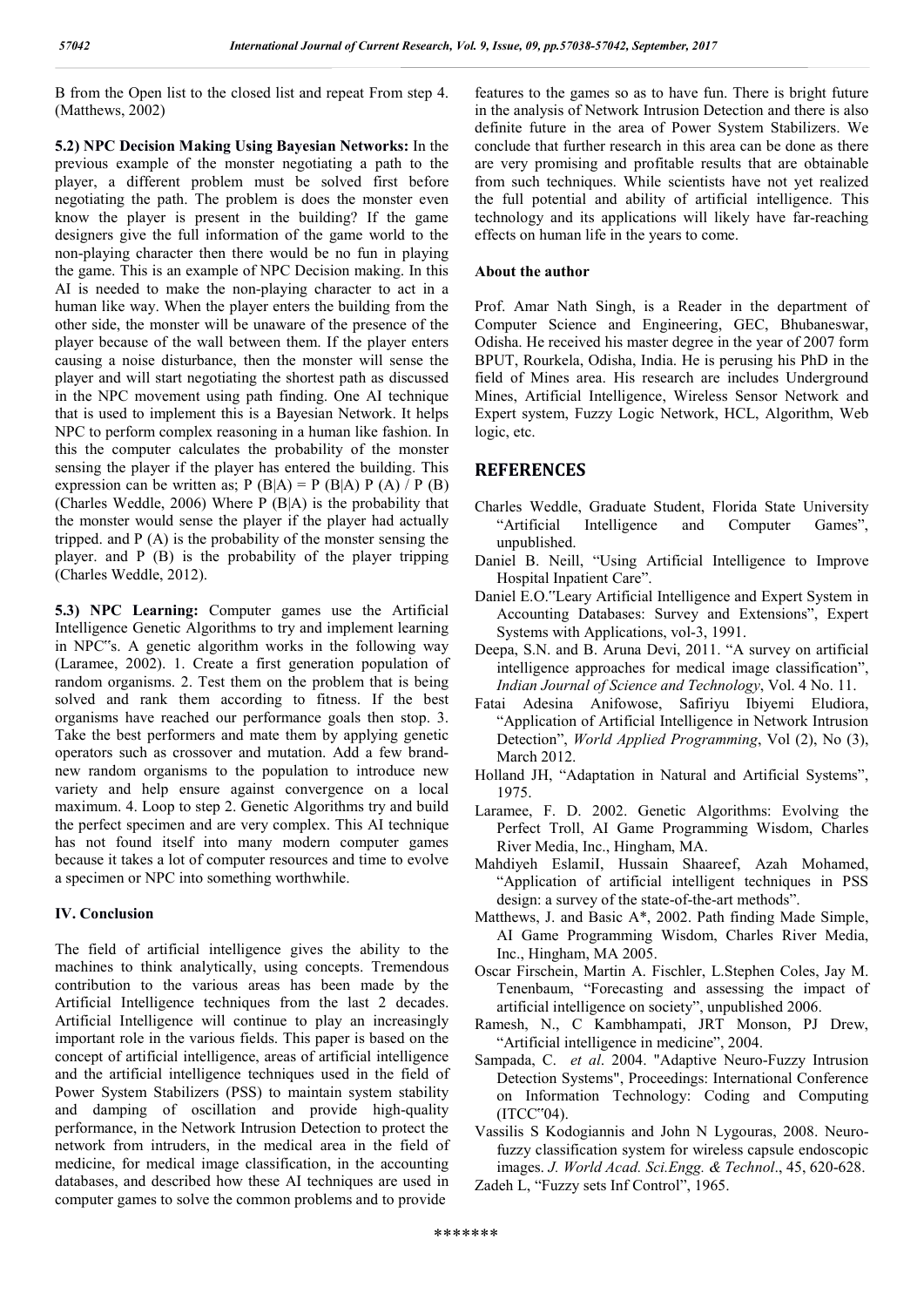B from the Open list to the closed list and repeat From step 4. (Matthews, 2002)

**5.2) NPC Decision Making Using Bayesian Networks:** In the previous example of the monster negotiating a path to the player, a different problem must be solved first before negotiating the path. The problem is does the monster even know the player is present in the building? If the game designers give the full information of the game world to the non-playing character then there would be no fun in playing the game. This is an example of NPC Decision making. In this AI is needed to make the non-playing character to act in a human like way. When the player enters the building from the other side, the monster will be unaware of the presence of the player because of the wall between them. If the player enters causing a noise disturbance, then the monster will sense the player and will start negotiating the shortest path as discussed in the NPC movement using path finding. One AI technique that is used to implement this is a Bayesian Network. It helps NPC to perform complex reasoning in a human like fashion. In this the computer calculates the probability of the monster sensing the player if the player has entered the building. This expression can be written as; $P(B|A) = P(B|A) P(A) / P(B)$ (Charles Weddle, 2006) Where $P(B|A)$ is the probability that the monster would sense the player if the player had actually tripped. and $P(A)$ is the probability of the monster sensing the player. and $P(B)$ is the probability of the player tripping (Charles Weddle, 2012).

**5.3) NPC Learning:** Computer games use the Artificial Intelligence Genetic Algorithms to try and implement learning in NPC‟s. A genetic algorithm works in the following way (Laramee, 2002). 1. Create a first generation population of random organisms. 2. Test them on the problem that is being solved and rank them according to fitness. If the best organisms have reached our performance goals then stop. 3. Take the best performers and mate them by applying genetic operators such as crossover and mutation. Add a few brand-new random organisms to the population to introduce new variety and help ensure against convergence on a local maximum. 4. Loop to step 2. Genetic Algorithms try and build the perfect specimen and are very complex. This AI technique has not found itself into many modern computer games because it takes a lot of computer resources and time to evolve a specimen or NPC into something worthwhile.

## IV. Conclusion

The field of artificial intelligence gives the ability to the machines to think analytically, using concepts. Tremendous contribution to the various areas has been made by the Artificial Intelligence techniques from the last 2 decades. Artificial Intelligence will continue to play an increasingly important role in the various fields. This paper is based on the concept of artificial intelligence, areas of artificial intelligence and the artificial intelligence techniques used in the field of Power System Stabilizers (PSS) to maintain system stability and damping of oscillation and provide high-quality performance, in the Network Intrusion Detection to protect the network from intruders, in the medical area in the field of medicine, for medical image classification, in the accounting databases, and described how these AI techniques are used in computer games to solve the common problems and to provide features to the games so as to have fun. There is bright future in the analysis of Network Intrusion Detection and there is also definite future in the area of Power System Stabilizers. We conclude that further research in this area can be done as there are very promising and profitable results that are obtainable from such techniques. While scientists have not yet realized the full potential and ability of artificial intelligence. This technology and its applications will likely have far-reaching effects on human life in the years to come.

### About the author

Prof. Amar Nath Singh, is a Reader in the department of Computer Science and Engineering, GEC, Bhubaneswar, Odisha. He received his master degree in the year of 2007 form BPUT, Rourkela, Odisha, India. He is perusing his PhD in the field of Mines area. His research are includes Underground Mines, Artificial Intelligence, Wireless Sensor Network and Expert system, Fuzzy Logic Network, HCL, Algorithm, Web logic, etc.

## REFERENCES

Charles Weddle, Graduate Student, Florida State University "Artificial Intelligence and Computer Games", unpublished.

Daniel B. Neill, "Using Artificial Intelligence to Improve Hospital Inpatient Care".

Daniel E.O."Leary Artificial Intelligence and Expert System in Accounting Databases: Survey and Extensions", Expert Systems with Applications, vol-3, 1991.

Deepa, S.N. and B. Aruna Devi, 2011. "A survey on artificial intelligence approaches for medical image classification", *Indian Journal of Science and Technology*, Vol. 4 No. 11.

Fatai Adesina Anifowose, Safiriyu Ibiyemi Eludiora, "Application of Artificial Intelligence in Network Intrusion Detection", *World Applied Programming*, Vol (2), No (3), March 2012.

Holland JH, "Adaptation in Natural and Artificial Systems", 1975.

Laramee, F. D. 2002. Genetic Algorithms: Evolving the Perfect Troll, AI Game Programming Wisdom, Charles River Media, Inc., Hingham, MA.

Mahdiyeh EslamiI, Hussain Shaareef, Azah Mohamed, "Application of artificial intelligent techniques in PSS design: a survey of the state-of-the-art methods".

Matthews, J. and Basic A*, 2002. Path finding Made Simple, AI Game Programming Wisdom, Charles River Media, Inc., Hingham, MA 2005.

Oscar Firschein, Martin A. Fischler, L.Stephen Coles, Jay M. Tenenbaum, "Forecasting and assessing the impact of artificial intelligence on society", unpublished 2006.

Ramesh, N., C Kambhampati, JRT Monson, PJ Drew, "Artificial intelligence in medicine", 2004.

Sampada, C. *et al*. 2004. "Adaptive Neuro-Fuzzy Intrusion Detection Systems", Proceedings: International Conference on Information Technology: Coding and Computing (ITCC‟04).

Vassilis S Kodogiannis and John N Lygouras, 2008. Neuro-fuzzy classification system for wireless capsule endoscopic images. *J. World Acad. Sci.Engg. & Technol*., 45, 620-628.

Zadeh L, "Fuzzy sets Inf Control", 1965.

\*\*\*\*\*\*\*